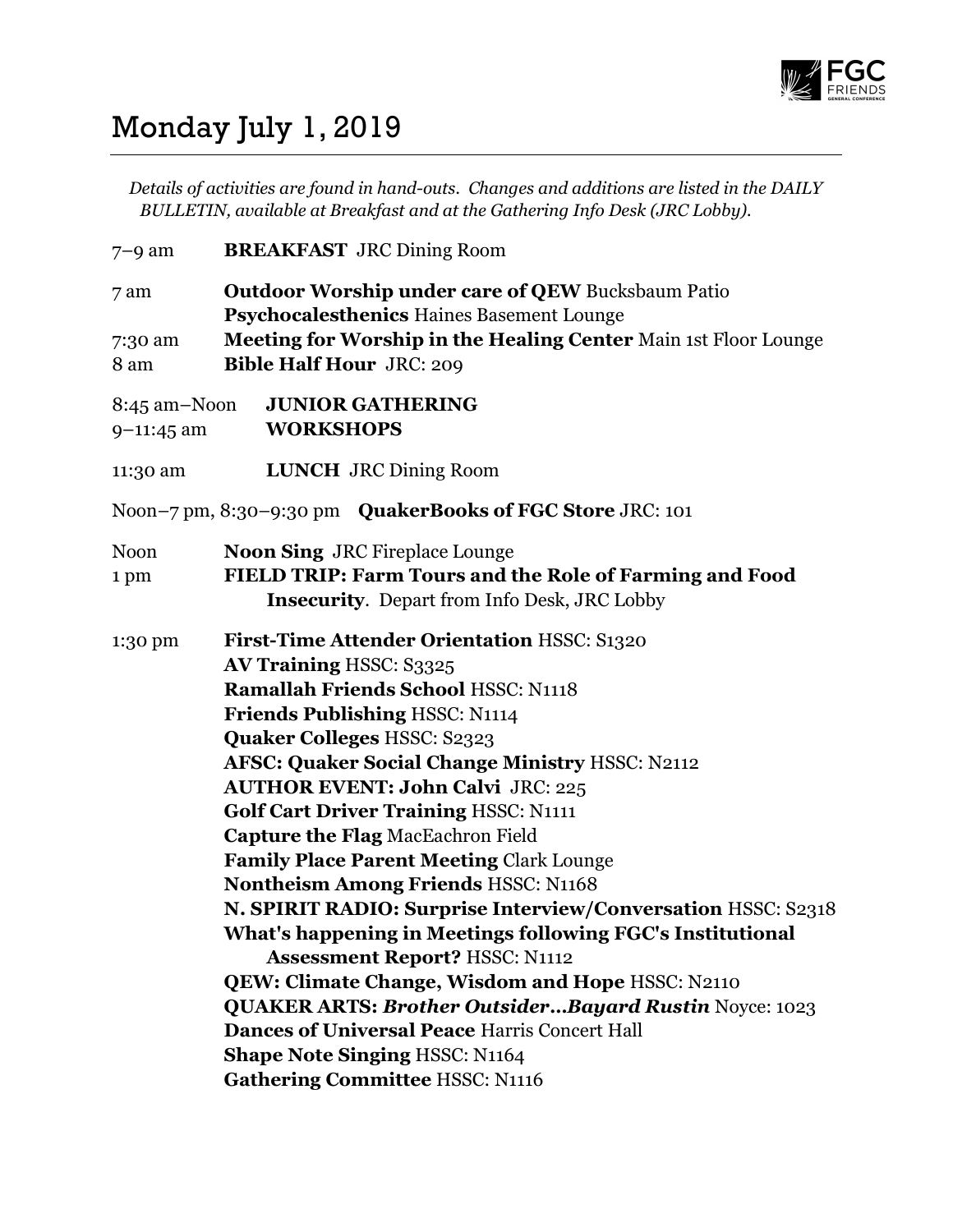# Monday July 1, 2019

*Details of activities are found in hand-outs. Changes and additions are listed in the DAILY BULLETIN, available at Breakfast and at the Gathering Info Desk (JRC Lobby).*

7–9 am **BREAKFAST** JRC Dining Room

7 am **Outdoor Worship under care of QEW** Bucksbaum Patio
**Psychocalesthenics** Haines Basement Lounge

7:30 am **Meeting for Worship in the Healing Center** Main 1st Floor Lounge

8 am **Bible Half Hour** JRC: 209

8:45 am–Noon **JUNIOR GATHERING**

9–11:45 am **WORKSHOPS**

11:30 am **LUNCH** JRC Dining Room

Noon–7 pm, 8:30–9:30 pm **QuakerBooks of FGC Store** JRC: 101

Noon **Noon Sing** JRC Fireplace Lounge

1 pm **FIELD TRIP: Farm Tours and the Role of Farming and Food Insecurity**. Depart from Info Desk, JRC Lobby

1:30 pm
**First-Time Attender Orientation** HSSC: S1320
**AV Training** HSSC: S3325
**Ramallah Friends School** HSSC: N1118
**Friends Publishing** HSSC: N1114
**Quaker Colleges** HSSC: S2323
**AFSC: Quaker Social Change Ministry** HSSC: N2112
**AUTHOR EVENT: John Calvi** JRC: 225
**Golf Cart Driver Training** HSSC: N1111
**Capture the Flag** MacEachron Field
**Family Place Parent Meeting** Clark Lounge
**Nontheism Among Friends** HSSC: N1168
**N. SPIRIT RADIO: Surprise Interview/Conversation** HSSC: S2318
**What's happening in Meetings following FGC's Institutional Assessment Report?** HSSC: N1112
**QEW: Climate Change, Wisdom and Hope** HSSC: N2110
**QUAKER ARTS: *Brother Outsider…Bayard Rustin*** Noyce: 1023
**Dances of Universal Peace** Harris Concert Hall
**Shape Note Singing** HSSC: N1164
**Gathering Committee** HSSC: N1116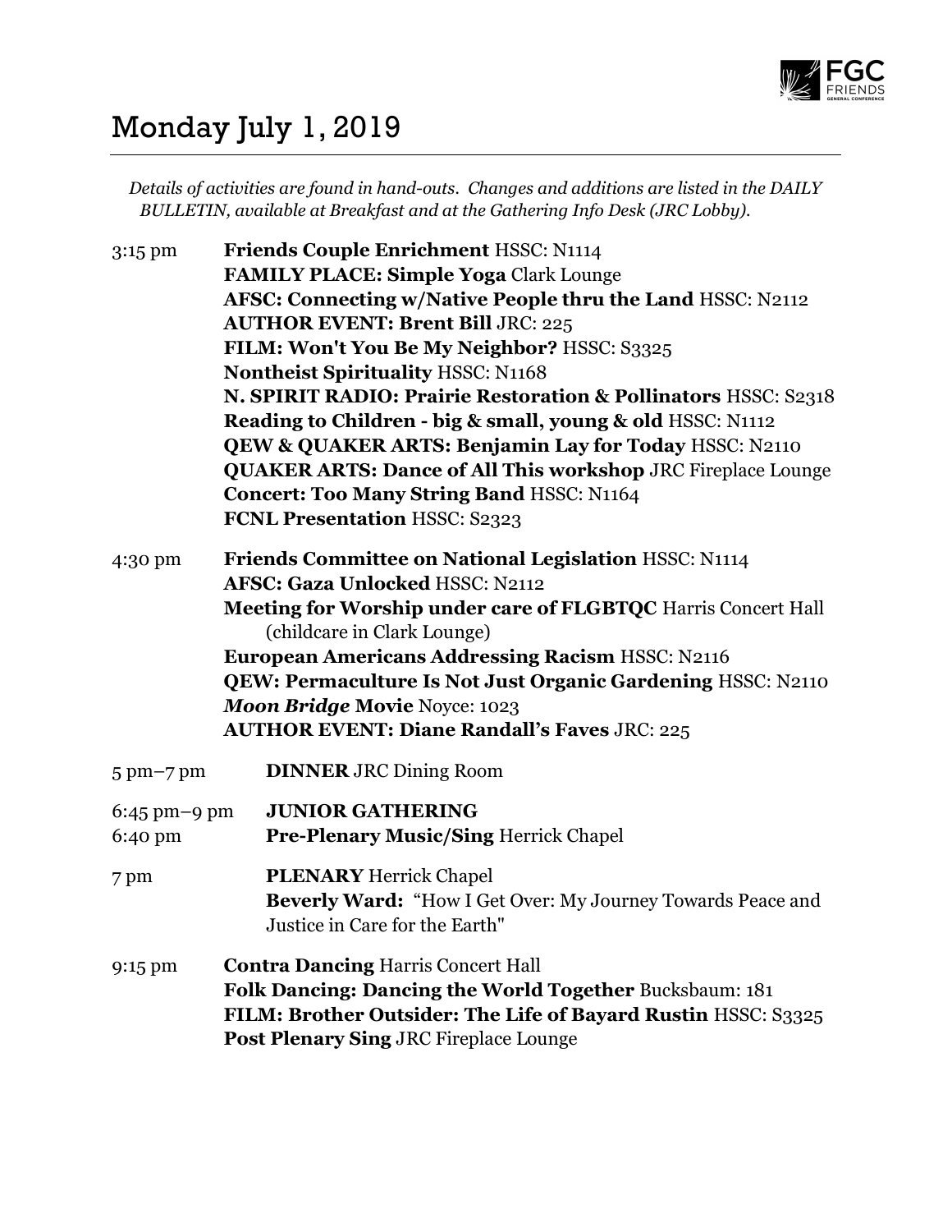# Monday July 1, 2019

*Details of activities are found in hand-outs. Changes and additions are listed in the DAILY BULLETIN, available at Breakfast and at the Gathering Info Desk (JRC Lobby).*

3:15 pm
- **Friends Couple Enrichment** HSSC: N1114
- **FAMILY PLACE: Simple Yoga** Clark Lounge
- **AFSC: Connecting w/Native People thru the Land** HSSC: N2112
- **AUTHOR EVENT: Brent Bill** JRC: 225
- **FILM: Won't You Be My Neighbor?** HSSC: S3325
- **Nontheist Spirituality** HSSC: N1168
- **N. SPIRIT RADIO: Prairie Restoration & Pollinators** HSSC: S2318
- **Reading to Children - big & small, young & old** HSSC: N1112
- **QEW & QUAKER ARTS: Benjamin Lay for Today** HSSC: N2110
- **QUAKER ARTS: Dance of All This workshop** JRC Fireplace Lounge
- **Concert: Too Many String Band** HSSC: N1164
- **FCNL Presentation** HSSC: S2323

4:30 pm
- **Friends Committee on National Legislation** HSSC: N1114
- **AFSC: Gaza Unlocked** HSSC: N2112
- **Meeting for Worship under care of FLGBTQC** Harris Concert Hall (childcare in Clark Lounge)
- **European Americans Addressing Racism** HSSC: N2116
- **QEW: Permaculture Is Not Just Organic Gardening** HSSC: N2110
- ***Moon Bridge* Movie** Noyce: 1023
- **AUTHOR EVENT: Diane Randall's Faves** JRC: 225

5 pm–7 pm
- **DINNER** JRC Dining Room

6:45 pm–9 pm
- **JUNIOR GATHERING**

6:40 pm
- **Pre-Plenary Music/Sing** Herrick Chapel

7 pm
- **PLENARY** Herrick Chapel
- **Beverly Ward:** "How I Get Over: My Journey Towards Peace and Justice in Care for the Earth"

9:15 pm
- **Contra Dancing** Harris Concert Hall
- **Folk Dancing: Dancing the World Together** Bucksbaum: 181
- **FILM: Brother Outsider: The Life of Bayard Rustin** HSSC: S3325
- **Post Plenary Sing** JRC Fireplace Lounge